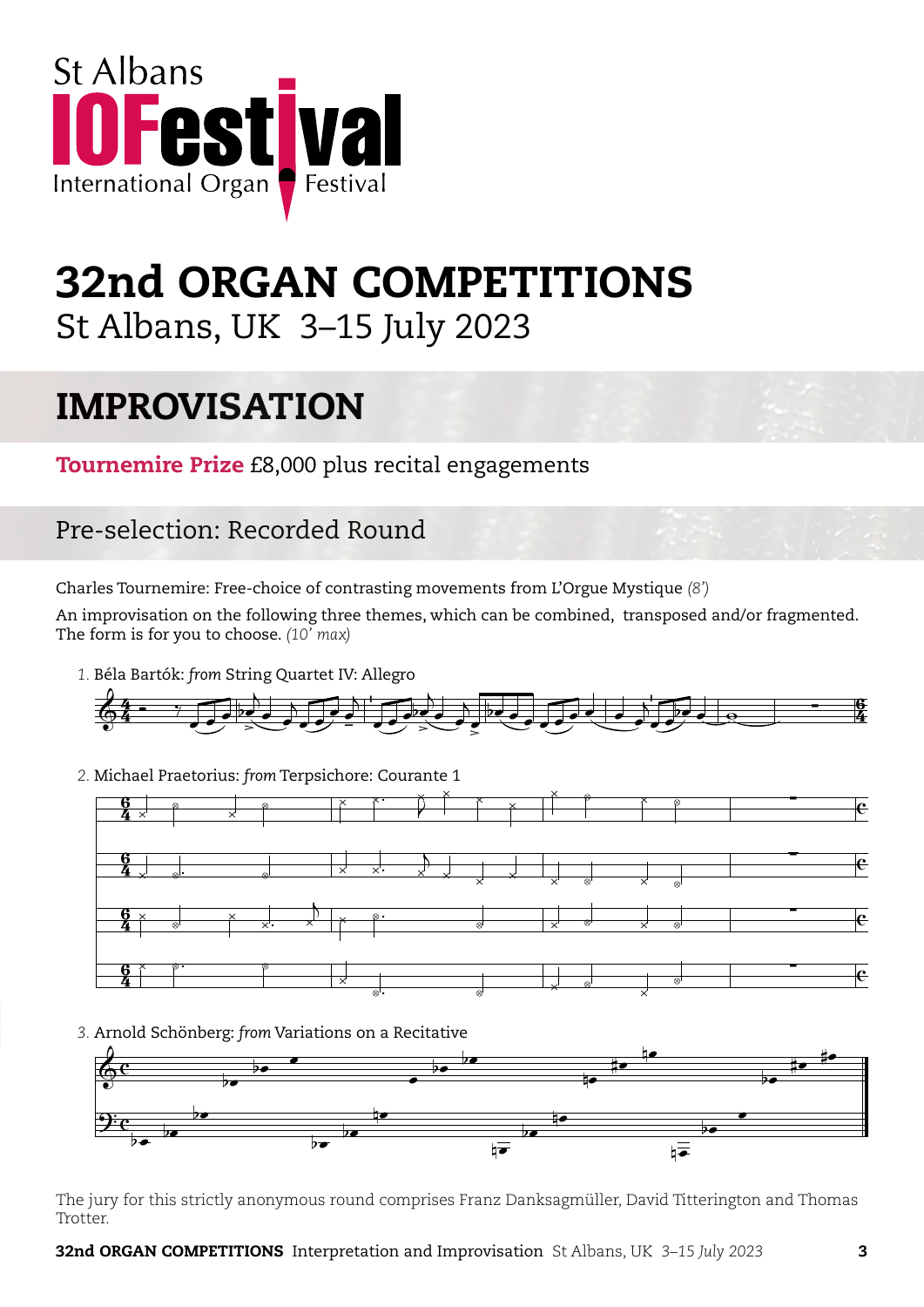St Albans
# IOFestival
International Organ Festival

# 32nd ORGAN COMPETITIONS

St Albans, UK 3–15 July 2023

## IMPROVISATION

**Tournemire Prize** £8,000 plus recital engagements

### Pre-selection: Recorded Round

Charles Tournemire: Free-choice of contrasting movements from L'Orgue Mystique *(8')*

An improvisation on the following three themes, which can be combined, transposed and/or fragmented. The form is for you to choose. *(10' max)*

1. Béla Bartók: *from* String Quartet IV: Allegro

2. Michael Praetorius: *from* Terpsichore: Courante 1

3. Arnold Schönberg: *from* Variations on a Recitative

The jury for this strictly anonymous round comprises Franz Danksagmüller, David Titterington and Thomas Trotter.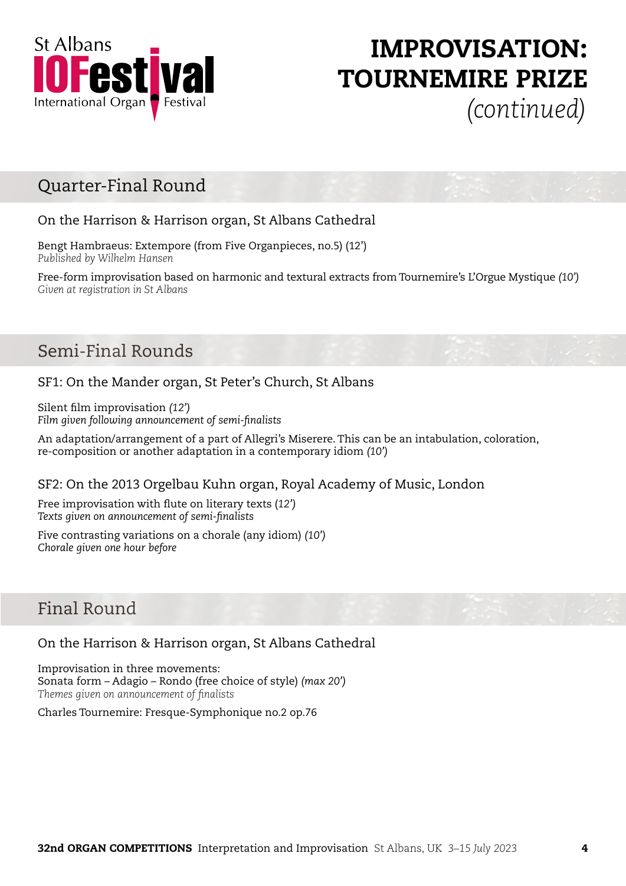St Albans IOFestival International Organ Festival

# IMPROVISATION: TOURNEMIRE PRIZE *(continued)*

## Quarter-Final Round

### On the Harrison & Harrison organ, St Albans Cathedral

Bengt Hambraeus: Extempore (from Five Organpieces, no.5) (12')
*Published by Wilhelm Hansen*

Free-form improvisation based on harmonic and textural extracts from Tournemire's L'Orgue Mystique *(10')*
*Given at registration in St Albans*

## Semi-Final Rounds

### SF1: On the Mander organ, St Peter's Church, St Albans

Silent film improvisation *(12')*
*Film given following announcement of semi-finalists*

An adaptation/arrangement of a part of Allegri's Miserere. This can be an intabulation, coloration, re-composition or another adaptation in a contemporary idiom *(10')*

### SF2: On the 2013 Orgelbau Kuhn organ, Royal Academy of Music, London

Free improvisation with flute on literary texts (12')
*Texts given on announcement of semi-finalists*

Five contrasting variations on a chorale (any idiom) *(10')*
*Chorale given one hour before*

## Final Round

### On the Harrison & Harrison organ, St Albans Cathedral

Improvisation in three movements:
Sonata form – Adagio – Rondo (free choice of style) *(max 20')*
*Themes given on announcement of finalists*

Charles Tournemire: Fresque-Symphonique no.2 op.76